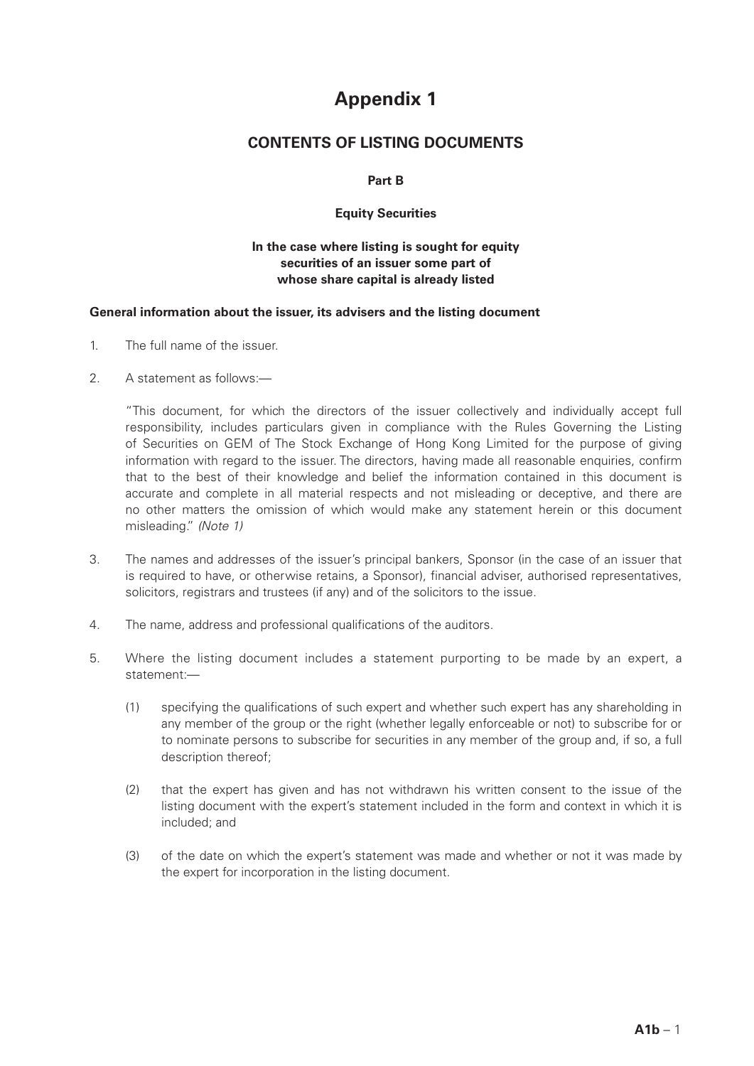# Appendix 1

## CONTENTS OF LISTING DOCUMENTS

### Part B

### Equity Securities

**In the case where listing is sought for equity securities of an issuer some part of whose share capital is already listed**

**General information about the issuer, its advisers and the listing document**

1. The full name of the issuer.

2. A statement as follows:—

   "This document, for which the directors of the issuer collectively and individually accept full responsibility, includes particulars given in compliance with the Rules Governing the Listing of Securities on GEM of The Stock Exchange of Hong Kong Limited for the purpose of giving information with regard to the issuer. The directors, having made all reasonable enquiries, confirm that to the best of their knowledge and belief the information contained in this document is accurate and complete in all material respects and not misleading or deceptive, and there are no other matters the omission of which would make any statement herein or this document misleading." *(Note 1)*

3. The names and addresses of the issuer's principal bankers, Sponsor (in the case of an issuer that is required to have, or otherwise retains, a Sponsor), financial adviser, authorised representatives, solicitors, registrars and trustees (if any) and of the solicitors to the issue.

4. The name, address and professional qualifications of the auditors.

5. Where the listing document includes a statement purporting to be made by an expert, a statement:—

   (1) specifying the qualifications of such expert and whether such expert has any shareholding in any member of the group or the right (whether legally enforceable or not) to subscribe for or to nominate persons to subscribe for securities in any member of the group and, if so, a full description thereof;

   (2) that the expert has given and has not withdrawn his written consent to the issue of the listing document with the expert's statement included in the form and context in which it is included; and

   (3) of the date on which the expert's statement was made and whether or not it was made by the expert for incorporation in the listing document.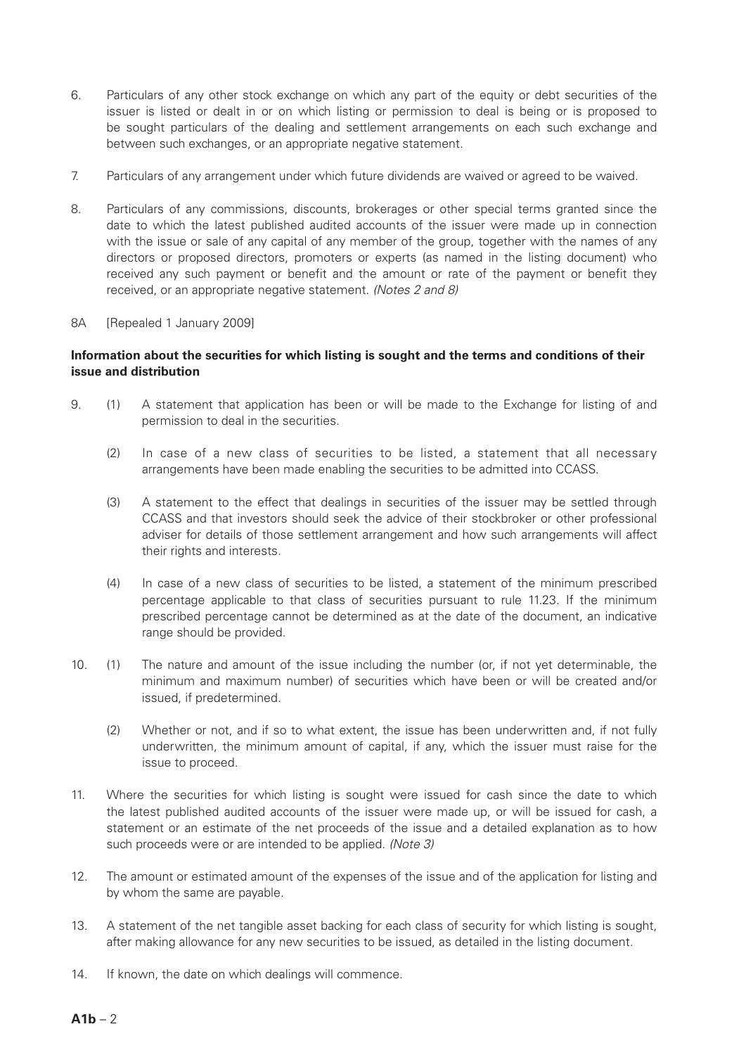6. Particulars of any other stock exchange on which any part of the equity or debt securities of the issuer is listed or dealt in or on which listing or permission to deal is being or is proposed to be sought particulars of the dealing and settlement arrangements on each such exchange and between such exchanges, or an appropriate negative statement.

7. Particulars of any arrangement under which future dividends are waived or agreed to be waived.

8. Particulars of any commissions, discounts, brokerages or other special terms granted since the date to which the latest published audited accounts of the issuer were made up in connection with the issue or sale of any capital of any member of the group, together with the names of any directors or proposed directors, promoters or experts (as named in the listing document) who received any such payment or benefit and the amount or rate of the payment or benefit they received, or an appropriate negative statement. *(Notes 2 and 8)*

8A [Repealed 1 January 2009]

**Information about the securities for which listing is sought and the terms and conditions of their issue and distribution**

9. (1) A statement that application has been or will be made to the Exchange for listing of and permission to deal in the securities.

   (2) In case of a new class of securities to be listed, a statement that all necessary arrangements have been made enabling the securities to be admitted into CCASS.

   (3) A statement to the effect that dealings in securities of the issuer may be settled through CCASS and that investors should seek the advice of their stockbroker or other professional adviser for details of those settlement arrangement and how such arrangements will affect their rights and interests.

   (4) In case of a new class of securities to be listed, a statement of the minimum prescribed percentage applicable to that class of securities pursuant to rule 11.23. If the minimum prescribed percentage cannot be determined as at the date of the document, an indicative range should be provided.

10. (1) The nature and amount of the issue including the number (or, if not yet determinable, the minimum and maximum number) of securities which have been or will be created and/or issued, if predetermined.

    (2) Whether or not, and if so to what extent, the issue has been underwritten and, if not fully underwritten, the minimum amount of capital, if any, which the issuer must raise for the issue to proceed.

11. Where the securities for which listing is sought were issued for cash since the date to which the latest published audited accounts of the issuer were made up, or will be issued for cash, a statement or an estimate of the net proceeds of the issue and a detailed explanation as to how such proceeds were or are intended to be applied. *(Note 3)*

12. The amount or estimated amount of the expenses of the issue and of the application for listing and by whom the same are payable.

13. A statement of the net tangible asset backing for each class of security for which listing is sought, after making allowance for any new securities to be issued, as detailed in the listing document.

14. If known, the date on which dealings will commence.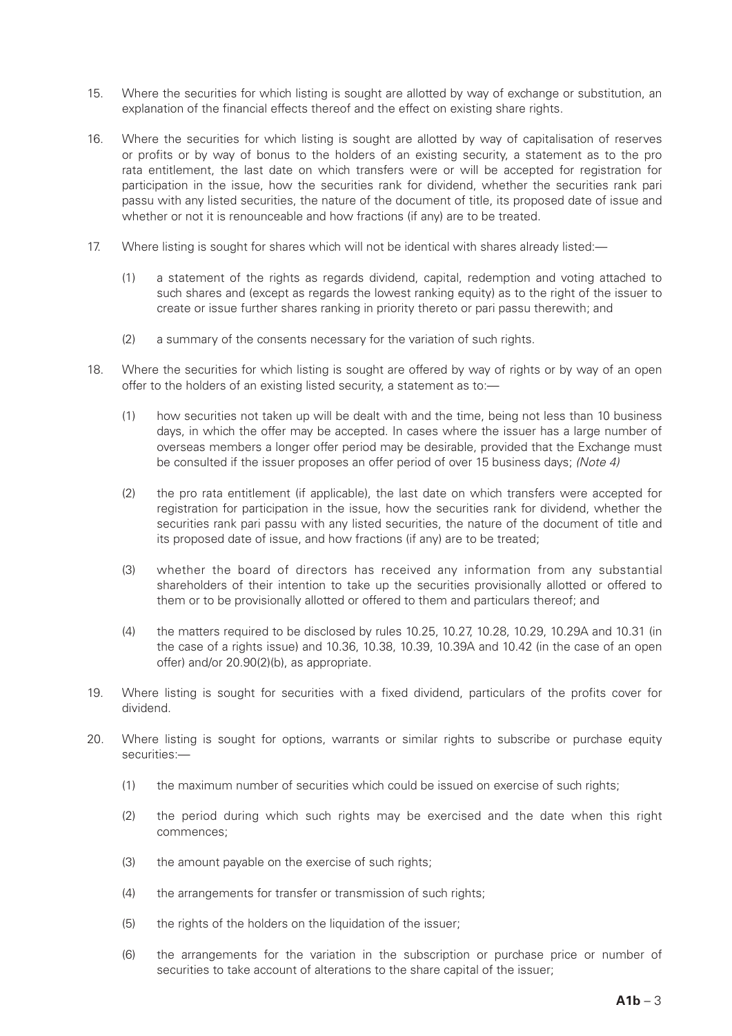15. Where the securities for which listing is sought are allotted by way of exchange or substitution, an explanation of the financial effects thereof and the effect on existing share rights.

16. Where the securities for which listing is sought are allotted by way of capitalisation of reserves or profits or by way of bonus to the holders of an existing security, a statement as to the pro rata entitlement, the last date on which transfers were or will be accepted for registration for participation in the issue, how the securities rank for dividend, whether the securities rank pari passu with any listed securities, the nature of the document of title, its proposed date of issue and whether or not it is renounceable and how fractions (if any) are to be treated.

17. Where listing is sought for shares which will not be identical with shares already listed:—

    (1) a statement of the rights as regards dividend, capital, redemption and voting attached to such shares and (except as regards the lowest ranking equity) as to the right of the issuer to create or issue further shares ranking in priority thereto or pari passu therewith; and

    (2) a summary of the consents necessary for the variation of such rights.

18. Where the securities for which listing is sought are offered by way of rights or by way of an open offer to the holders of an existing listed security, a statement as to:—

    (1) how securities not taken up will be dealt with and the time, being not less than 10 business days, in which the offer may be accepted. In cases where the issuer has a large number of overseas members a longer offer period may be desirable, provided that the Exchange must be consulted if the issuer proposes an offer period of over 15 business days; *(Note 4)*

    (2) the pro rata entitlement (if applicable), the last date on which transfers were accepted for registration for participation in the issue, how the securities rank for dividend, whether the securities rank pari passu with any listed securities, the nature of the document of title and its proposed date of issue, and how fractions (if any) are to be treated;

    (3) whether the board of directors has received any information from any substantial shareholders of their intention to take up the securities provisionally allotted or offered to them or to be provisionally allotted or offered to them and particulars thereof; and

    (4) the matters required to be disclosed by rules 10.25, 10.27, 10.28, 10.29, 10.29A and 10.31 (in the case of a rights issue) and 10.36, 10.38, 10.39, 10.39A and 10.42 (in the case of an open offer) and/or 20.90(2)(b), as appropriate.

19. Where listing is sought for securities with a fixed dividend, particulars of the profits cover for dividend.

20. Where listing is sought for options, warrants or similar rights to subscribe or purchase equity securities:—

    (1) the maximum number of securities which could be issued on exercise of such rights;

    (2) the period during which such rights may be exercised and the date when this right commences;

    (3) the amount payable on the exercise of such rights;

    (4) the arrangements for transfer or transmission of such rights;

    (5) the rights of the holders on the liquidation of the issuer;

    (6) the arrangements for the variation in the subscription or purchase price or number of securities to take account of alterations to the share capital of the issuer;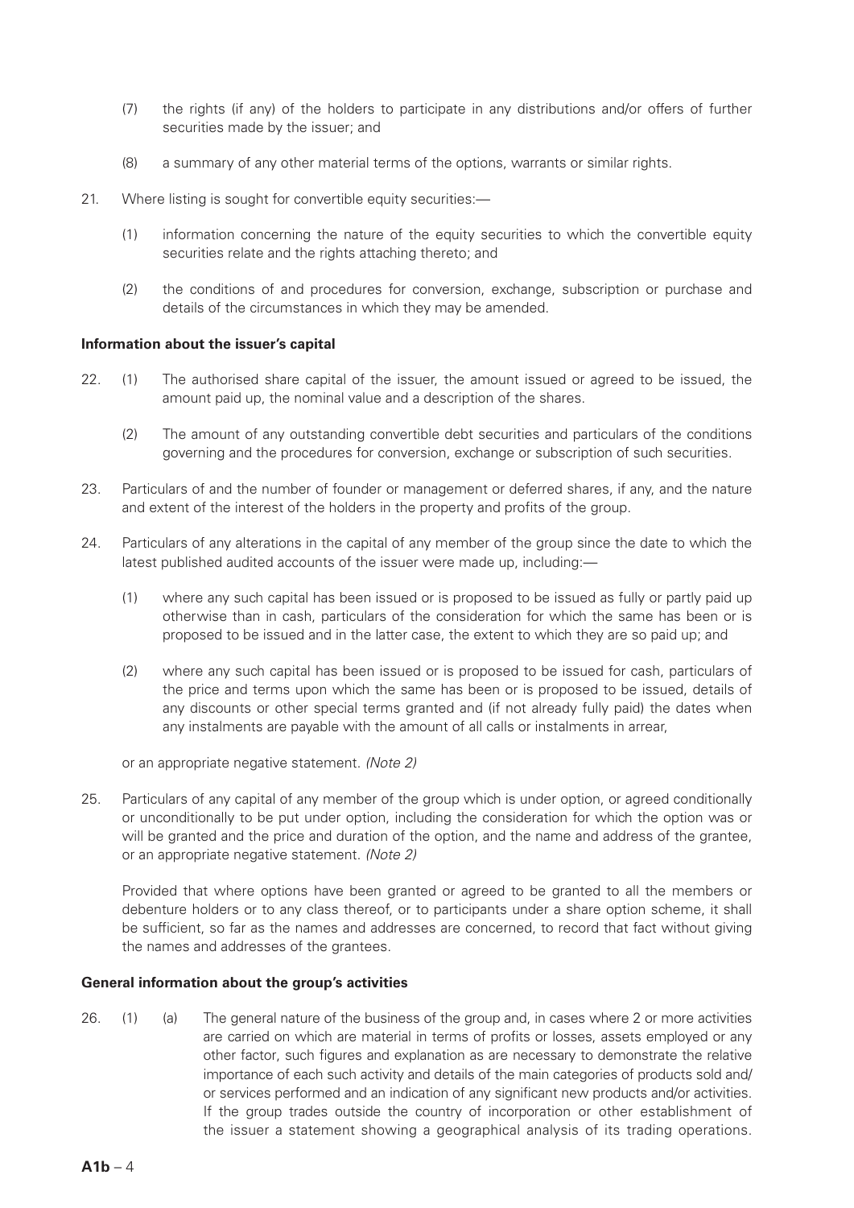(7) the rights (if any) of the holders to participate in any distributions and/or offers of further securities made by the issuer; and

(8) a summary of any other material terms of the options, warrants or similar rights.

21. Where listing is sought for convertible equity securities:—

   (1) information concerning the nature of the equity securities to which the convertible equity securities relate and the rights attaching thereto; and

   (2) the conditions of and procedures for conversion, exchange, subscription or purchase and details of the circumstances in which they may be amended.

**Information about the issuer's capital**

22. (1) The authorised share capital of the issuer, the amount issued or agreed to be issued, the amount paid up, the nominal value and a description of the shares.

   (2) The amount of any outstanding convertible debt securities and particulars of the conditions governing and the procedures for conversion, exchange or subscription of such securities.

23. Particulars of and the number of founder or management or deferred shares, if any, and the nature and extent of the interest of the holders in the property and profits of the group.

24. Particulars of any alterations in the capital of any member of the group since the date to which the latest published audited accounts of the issuer were made up, including:—

   (1) where any such capital has been issued or is proposed to be issued as fully or partly paid up otherwise than in cash, particulars of the consideration for which the same has been or is proposed to be issued and in the latter case, the extent to which they are so paid up; and

   (2) where any such capital has been issued or is proposed to be issued for cash, particulars of the price and terms upon which the same has been or is proposed to be issued, details of any discounts or other special terms granted and (if not already fully paid) the dates when any instalments are payable with the amount of all calls or instalments in arrear,

   or an appropriate negative statement. *(Note 2)*

25. Particulars of any capital of any member of the group which is under option, or agreed conditionally or unconditionally to be put under option, including the consideration for which the option was or will be granted and the price and duration of the option, and the name and address of the grantee, or an appropriate negative statement. *(Note 2)*

   Provided that where options have been granted or agreed to be granted to all the members or debenture holders or to any class thereof, or to participants under a share option scheme, it shall be sufficient, so far as the names and addresses are concerned, to record that fact without giving the names and addresses of the grantees.

**General information about the group's activities**

26. (1) (a) The general nature of the business of the group and, in cases where 2 or more activities are carried on which are material in terms of profits or losses, assets employed or any other factor, such figures and explanation as are necessary to demonstrate the relative importance of each such activity and details of the main categories of products sold and/or services performed and an indication of any significant new products and/or activities. If the group trades outside the country of incorporation or other establishment of the issuer a statement showing a geographical analysis of its trading operations.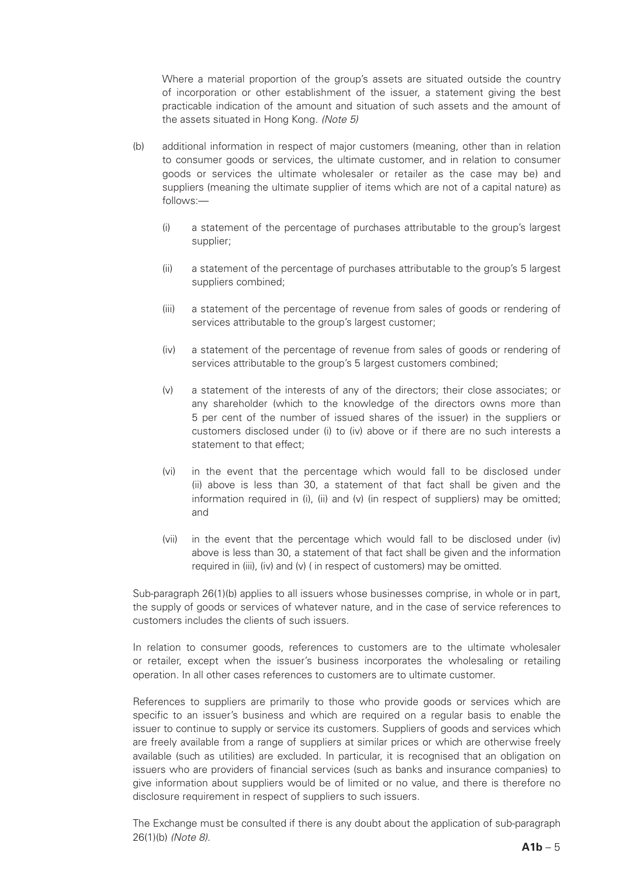Where a material proportion of the group's assets are situated outside the country of incorporation or other establishment of the issuer, a statement giving the best practicable indication of the amount and situation of such assets and the amount of the assets situated in Hong Kong. *(Note 5)*

(b) additional information in respect of major customers (meaning, other than in relation to consumer goods or services, the ultimate customer, and in relation to consumer goods or services the ultimate wholesaler or retailer as the case may be) and suppliers (meaning the ultimate supplier of items which are not of a capital nature) as follows:—

   (i) a statement of the percentage of purchases attributable to the group's largest supplier;

   (ii) a statement of the percentage of purchases attributable to the group's 5 largest suppliers combined;

   (iii) a statement of the percentage of revenue from sales of goods or rendering of services attributable to the group's largest customer;

   (iv) a statement of the percentage of revenue from sales of goods or rendering of services attributable to the group's 5 largest customers combined;

   (v) a statement of the interests of any of the directors; their close associates; or any shareholder (which to the knowledge of the directors owns more than 5 per cent of the number of issued shares of the issuer) in the suppliers or customers disclosed under (i) to (iv) above or if there are no such interests a statement to that effect;

   (vi) in the event that the percentage which would fall to be disclosed under (ii) above is less than 30, a statement of that fact shall be given and the information required in (i), (ii) and (v) (in respect of suppliers) may be omitted; and

   (vii) in the event that the percentage which would fall to be disclosed under (iv) above is less than 30, a statement of that fact shall be given and the information required in (iii), (iv) and (v) ( in respect of customers) may be omitted.

Sub-paragraph 26(1)(b) applies to all issuers whose businesses comprise, in whole or in part, the supply of goods or services of whatever nature, and in the case of service references to customers includes the clients of such issuers.

In relation to consumer goods, references to customers are to the ultimate wholesaler or retailer, except when the issuer's business incorporates the wholesaling or retailing operation. In all other cases references to customers are to ultimate customer.

References to suppliers are primarily to those who provide goods or services which are specific to an issuer's business and which are required on a regular basis to enable the issuer to continue to supply or service its customers. Suppliers of goods and services which are freely available from a range of suppliers at similar prices or which are otherwise freely available (such as utilities) are excluded. In particular, it is recognised that an obligation on issuers who are providers of financial services (such as banks and insurance companies) to give information about suppliers would be of limited or no value, and there is therefore no disclosure requirement in respect of suppliers to such issuers.

The Exchange must be consulted if there is any doubt about the application of sub-paragraph 26(1)(b) *(Note 8)*.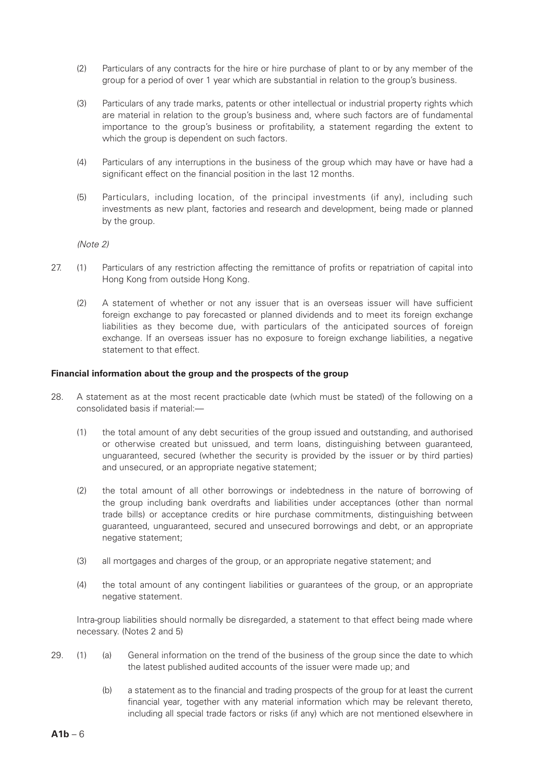(2) Particulars of any contracts for the hire or hire purchase of plant to or by any member of the group for a period of over 1 year which are substantial in relation to the group's business.

(3) Particulars of any trade marks, patents or other intellectual or industrial property rights which are material in relation to the group's business and, where such factors are of fundamental importance to the group's business or profitability, a statement regarding the extent to which the group is dependent on such factors.

(4) Particulars of any interruptions in the business of the group which may have or have had a significant effect on the financial position in the last 12 months.

(5) Particulars, including location, of the principal investments (if any), including such investments as new plant, factories and research and development, being made or planned by the group.

*(Note 2)*

27. (1) Particulars of any restriction affecting the remittance of profits or repatriation of capital into Hong Kong from outside Hong Kong.

    (2) A statement of whether or not any issuer that is an overseas issuer will have sufficient foreign exchange to pay forecasted or planned dividends and to meet its foreign exchange liabilities as they become due, with particulars of the anticipated sources of foreign exchange. If an overseas issuer has no exposure to foreign exchange liabilities, a negative statement to that effect.

**Financial information about the group and the prospects of the group**

28. A statement as at the most recent practicable date (which must be stated) of the following on a consolidated basis if material:—

    (1) the total amount of any debt securities of the group issued and outstanding, and authorised or otherwise created but unissued, and term loans, distinguishing between guaranteed, unguaranteed, secured (whether the security is provided by the issuer or by third parties) and unsecured, or an appropriate negative statement;

    (2) the total amount of all other borrowings or indebtedness in the nature of borrowing of the group including bank overdrafts and liabilities under acceptances (other than normal trade bills) or acceptance credits or hire purchase commitments, distinguishing between guaranteed, unguaranteed, secured and unsecured borrowings and debt, or an appropriate negative statement;

    (3) all mortgages and charges of the group, or an appropriate negative statement; and

    (4) the total amount of any contingent liabilities or guarantees of the group, or an appropriate negative statement.

    Intra-group liabilities should normally be disregarded, a statement to that effect being made where necessary. (Notes 2 and 5)

29. (1) (a) General information on the trend of the business of the group since the date to which the latest published audited accounts of the issuer were made up; and

        (b) a statement as to the financial and trading prospects of the group for at least the current financial year, together with any material information which may be relevant thereto, including all special trade factors or risks (if any) which are not mentioned elsewhere in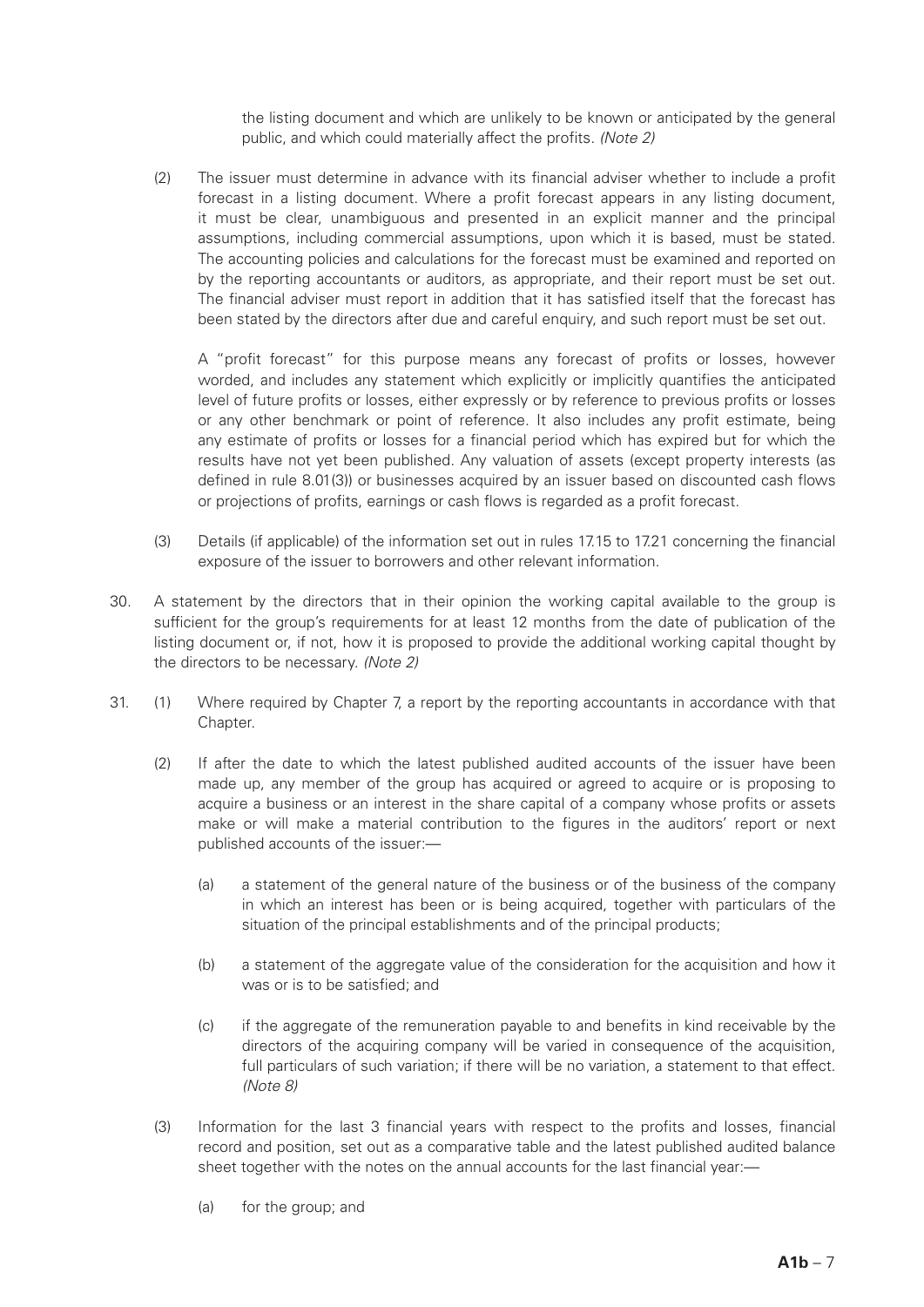the listing document and which are unlikely to be known or anticipated by the general public, and which could materially affect the profits. *(Note 2)*

(2) The issuer must determine in advance with its financial adviser whether to include a profit forecast in a listing document. Where a profit forecast appears in any listing document, it must be clear, unambiguous and presented in an explicit manner and the principal assumptions, including commercial assumptions, upon which it is based, must be stated. The accounting policies and calculations for the forecast must be examined and reported on by the reporting accountants or auditors, as appropriate, and their report must be set out. The financial adviser must report in addition that it has satisfied itself that the forecast has been stated by the directors after due and careful enquiry, and such report must be set out.

A "profit forecast" for this purpose means any forecast of profits or losses, however worded, and includes any statement which explicitly or implicitly quantifies the anticipated level of future profits or losses, either expressly or by reference to previous profits or losses or any other benchmark or point of reference. It also includes any profit estimate, being any estimate of profits or losses for a financial period which has expired but for which the results have not yet been published. Any valuation of assets (except property interests (as defined in rule 8.01(3)) or businesses acquired by an issuer based on discounted cash flows or projections of profits, earnings or cash flows is regarded as a profit forecast.

(3) Details (if applicable) of the information set out in rules 17.15 to 17.21 concerning the financial exposure of the issuer to borrowers and other relevant information.

30. A statement by the directors that in their opinion the working capital available to the group is sufficient for the group's requirements for at least 12 months from the date of publication of the listing document or, if not, how it is proposed to provide the additional working capital thought by the directors to be necessary. *(Note 2)*

31. (1) Where required by Chapter 7, a report by the reporting accountants in accordance with that Chapter.

(2) If after the date to which the latest published audited accounts of the issuer have been made up, any member of the group has acquired or agreed to acquire or is proposing to acquire a business or an interest in the share capital of a company whose profits or assets make or will make a material contribution to the figures in the auditors' report or next published accounts of the issuer:—

(a) a statement of the general nature of the business or of the business of the company in which an interest has been or is being acquired, together with particulars of the situation of the principal establishments and of the principal products;

(b) a statement of the aggregate value of the consideration for the acquisition and how it was or is to be satisfied; and

(c) if the aggregate of the remuneration payable to and benefits in kind receivable by the directors of the acquiring company will be varied in consequence of the acquisition, full particulars of such variation; if there will be no variation, a statement to that effect. *(Note 8)*

(3) Information for the last 3 financial years with respect to the profits and losses, financial record and position, set out as a comparative table and the latest published audited balance sheet together with the notes on the annual accounts for the last financial year:—

(a) for the group; and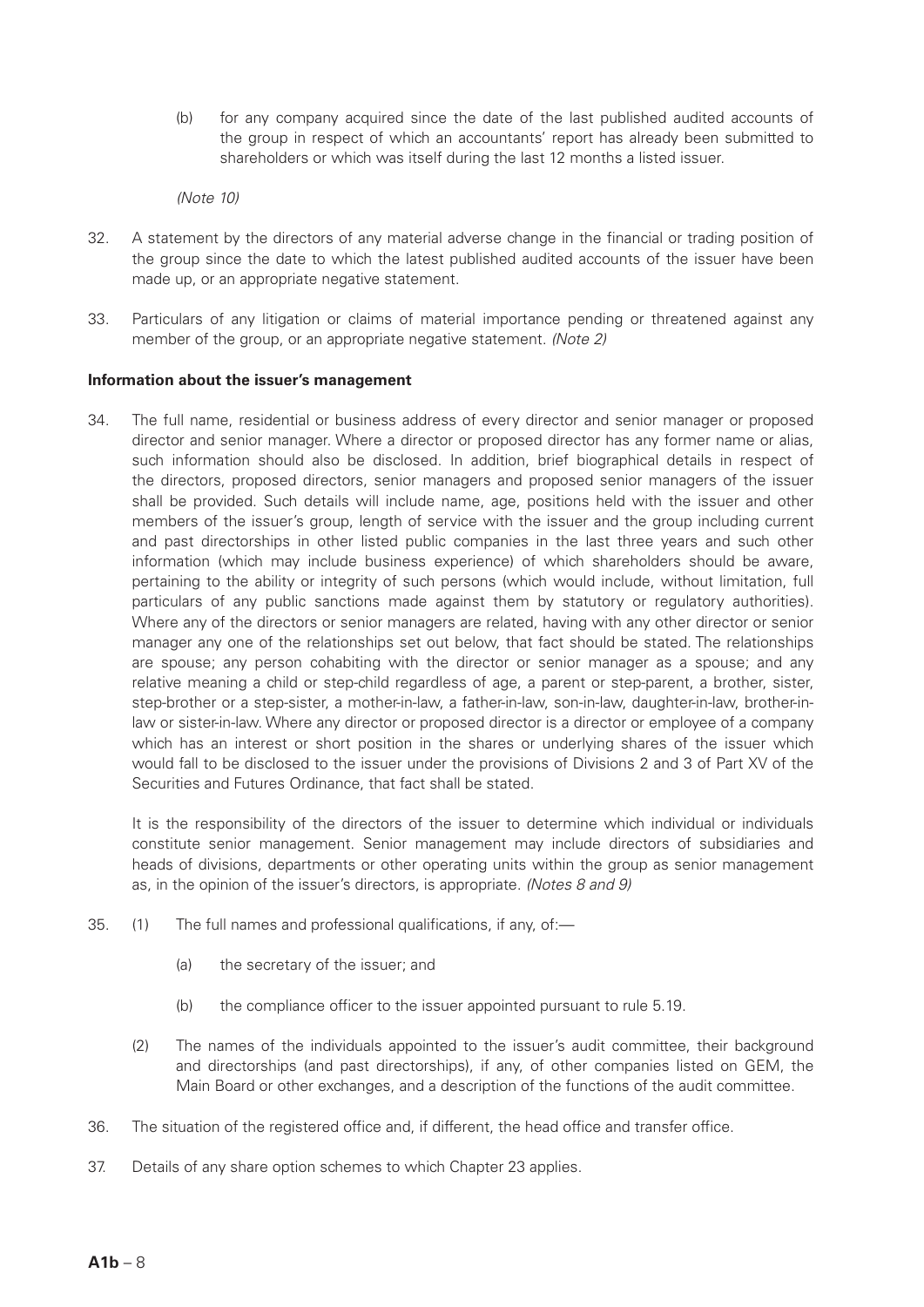(b) for any company acquired since the date of the last published audited accounts of the group in respect of which an accountants' report has already been submitted to shareholders or which was itself during the last 12 months a listed issuer.

*(Note 10)*

32. A statement by the directors of any material adverse change in the financial or trading position of the group since the date to which the latest published audited accounts of the issuer have been made up, or an appropriate negative statement.

33. Particulars of any litigation or claims of material importance pending or threatened against any member of the group, or an appropriate negative statement. *(Note 2)*

**Information about the issuer's management**

34. The full name, residential or business address of every director and senior manager or proposed director and senior manager. Where a director or proposed director has any former name or alias, such information should also be disclosed. In addition, brief biographical details in respect of the directors, proposed directors, senior managers and proposed senior managers of the issuer shall be provided. Such details will include name, age, positions held with the issuer and other members of the issuer's group, length of service with the issuer and the group including current and past directorships in other listed public companies in the last three years and such other information (which may include business experience) of which shareholders should be aware, pertaining to the ability or integrity of such persons (which would include, without limitation, full particulars of any public sanctions made against them by statutory or regulatory authorities). Where any of the directors or senior managers are related, having with any other director or senior manager any one of the relationships set out below, that fact should be stated. The relationships are spouse; any person cohabiting with the director or senior manager as a spouse; and any relative meaning a child or step-child regardless of age, a parent or step-parent, a brother, sister, step-brother or a step-sister, a mother-in-law, a father-in-law, son-in-law, daughter-in-law, brother-in-law or sister-in-law. Where any director or proposed director is a director or employee of a company which has an interest or short position in the shares or underlying shares of the issuer which would fall to be disclosed to the issuer under the provisions of Divisions 2 and 3 of Part XV of the Securities and Futures Ordinance, that fact shall be stated.

    It is the responsibility of the directors of the issuer to determine which individual or individuals constitute senior management. Senior management may include directors of subsidiaries and heads of divisions, departments or other operating units within the group as senior management as, in the opinion of the issuer's directors, is appropriate. *(Notes 8 and 9)*

35. (1) The full names and professional qualifications, if any, of:—

    (a) the secretary of the issuer; and

    (b) the compliance officer to the issuer appointed pursuant to rule 5.19.

    (2) The names of the individuals appointed to the issuer's audit committee, their background and directorships (and past directorships), if any, of other companies listed on GEM, the Main Board or other exchanges, and a description of the functions of the audit committee.

36. The situation of the registered office and, if different, the head office and transfer office.

37. Details of any share option schemes to which Chapter 23 applies.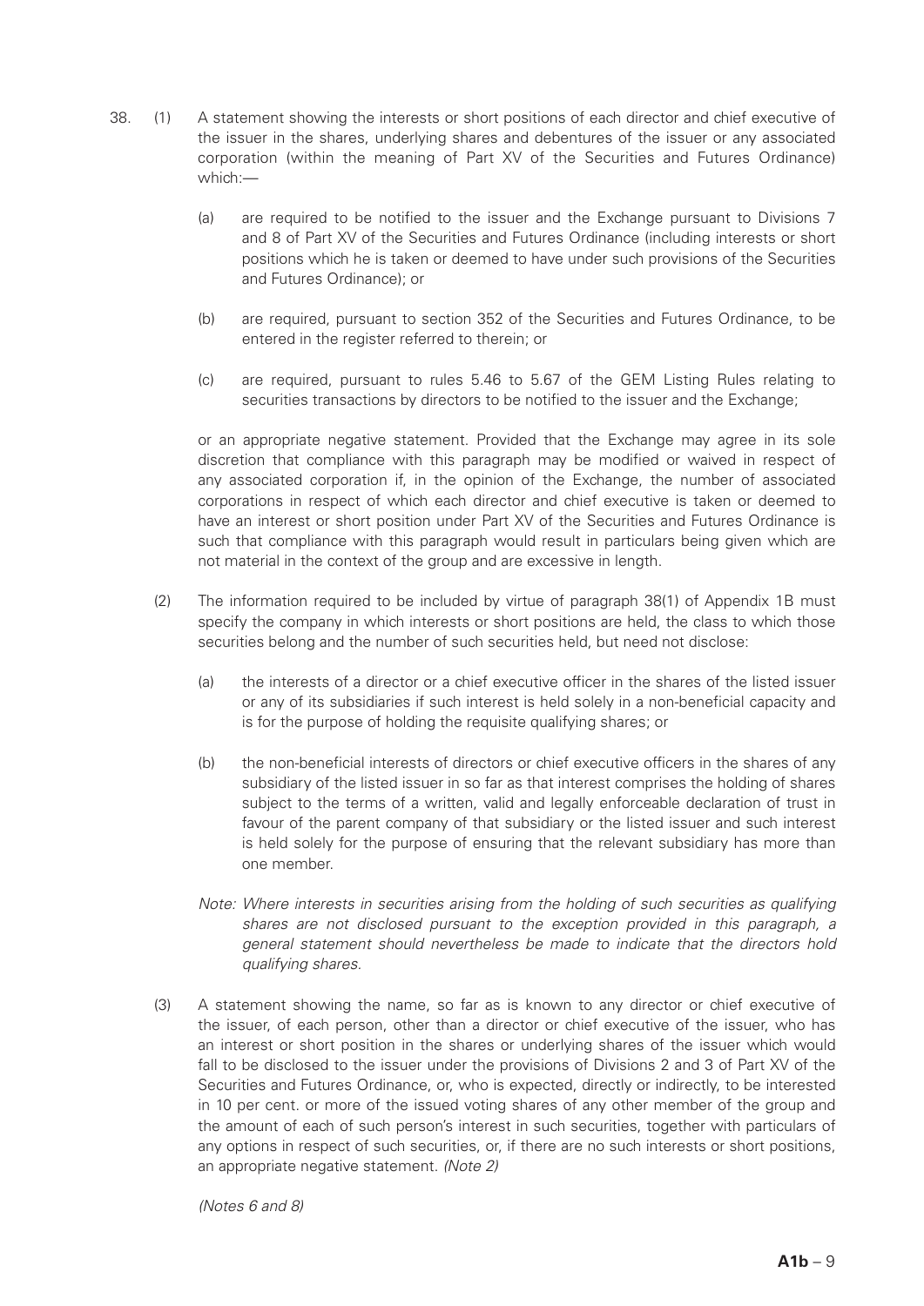38. (1) A statement showing the interests or short positions of each director and chief executive of the issuer in the shares, underlying shares and debentures of the issuer or any associated corporation (within the meaning of Part XV of the Securities and Futures Ordinance) which:—

    (a) are required to be notified to the issuer and the Exchange pursuant to Divisions 7 and 8 of Part XV of the Securities and Futures Ordinance (including interests or short positions which he is taken or deemed to have under such provisions of the Securities and Futures Ordinance); or

    (b) are required, pursuant to section 352 of the Securities and Futures Ordinance, to be entered in the register referred to therein; or

    (c) are required, pursuant to rules 5.46 to 5.67 of the GEM Listing Rules relating to securities transactions by directors to be notified to the issuer and the Exchange;

    or an appropriate negative statement. Provided that the Exchange may agree in its sole discretion that compliance with this paragraph may be modified or waived in respect of any associated corporation if, in the opinion of the Exchange, the number of associated corporations in respect of which each director and chief executive is taken or deemed to have an interest or short position under Part XV of the Securities and Futures Ordinance is such that compliance with this paragraph would result in particulars being given which are not material in the context of the group and are excessive in length.

(2) The information required to be included by virtue of paragraph 38(1) of Appendix 1B must specify the company in which interests or short positions are held, the class to which those securities belong and the number of such securities held, but need not disclose:

    (a) the interests of a director or a chief executive officer in the shares of the listed issuer or any of its subsidiaries if such interest is held solely in a non-beneficial capacity and is for the purpose of holding the requisite qualifying shares; or

    (b) the non-beneficial interests of directors or chief executive officers in the shares of any subsidiary of the listed issuer in so far as that interest comprises the holding of shares subject to the terms of a written, valid and legally enforceable declaration of trust in favour of the parent company of that subsidiary or the listed issuer and such interest is held solely for the purpose of ensuring that the relevant subsidiary has more than one member.

    *Note: Where interests in securities arising from the holding of such securities as qualifying shares are not disclosed pursuant to the exception provided in this paragraph, a general statement should nevertheless be made to indicate that the directors hold qualifying shares.*

(3) A statement showing the name, so far as is known to any director or chief executive of the issuer, of each person, other than a director or chief executive of the issuer, who has an interest or short position in the shares or underlying shares of the issuer which would fall to be disclosed to the issuer under the provisions of Divisions 2 and 3 of Part XV of the Securities and Futures Ordinance, or, who is expected, directly or indirectly, to be interested in 10 per cent. or more of the issued voting shares of any other member of the group and the amount of each of such person's interest in such securities, together with particulars of any options in respect of such securities, or, if there are no such interests or short positions, an appropriate negative statement. *(Note 2)*

*(Notes 6 and 8)*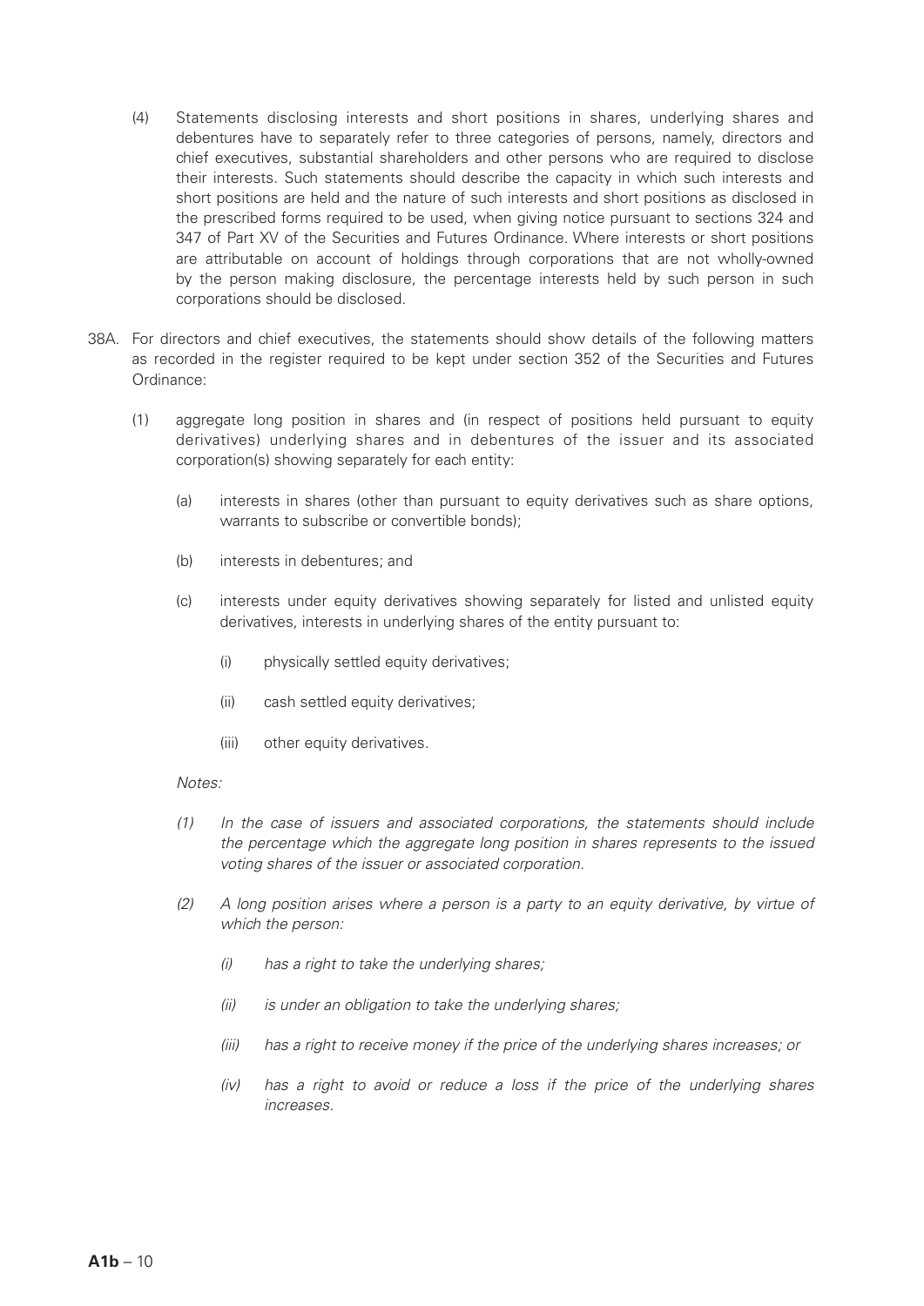(4) Statements disclosing interests and short positions in shares, underlying shares and debentures have to separately refer to three categories of persons, namely, directors and chief executives, substantial shareholders and other persons who are required to disclose their interests. Such statements should describe the capacity in which such interests and short positions are held and the nature of such interests and short positions as disclosed in the prescribed forms required to be used, when giving notice pursuant to sections 324 and 347 of Part XV of the Securities and Futures Ordinance. Where interests or short positions are attributable on account of holdings through corporations that are not wholly-owned by the person making disclosure, the percentage interests held by such person in such corporations should be disclosed.

38A. For directors and chief executives, the statements should show details of the following matters as recorded in the register required to be kept under section 352 of the Securities and Futures Ordinance:

(1) aggregate long position in shares and (in respect of positions held pursuant to equity derivatives) underlying shares and in debentures of the issuer and its associated corporation(s) showing separately for each entity:

(a) interests in shares (other than pursuant to equity derivatives such as share options, warrants to subscribe or convertible bonds);

(b) interests in debentures; and

(c) interests under equity derivatives showing separately for listed and unlisted equity derivatives, interests in underlying shares of the entity pursuant to:

(i) physically settled equity derivatives;

(ii) cash settled equity derivatives;

(iii) other equity derivatives.

*Notes:*

*(1) In the case of issuers and associated corporations, the statements should include the percentage which the aggregate long position in shares represents to the issued voting shares of the issuer or associated corporation.*

*(2) A long position arises where a person is a party to an equity derivative, by virtue of which the person:*

*(i) has a right to take the underlying shares;*

*(ii) is under an obligation to take the underlying shares;*

*(iii) has a right to receive money if the price of the underlying shares increases; or*

*(iv) has a right to avoid or reduce a loss if the price of the underlying shares increases.*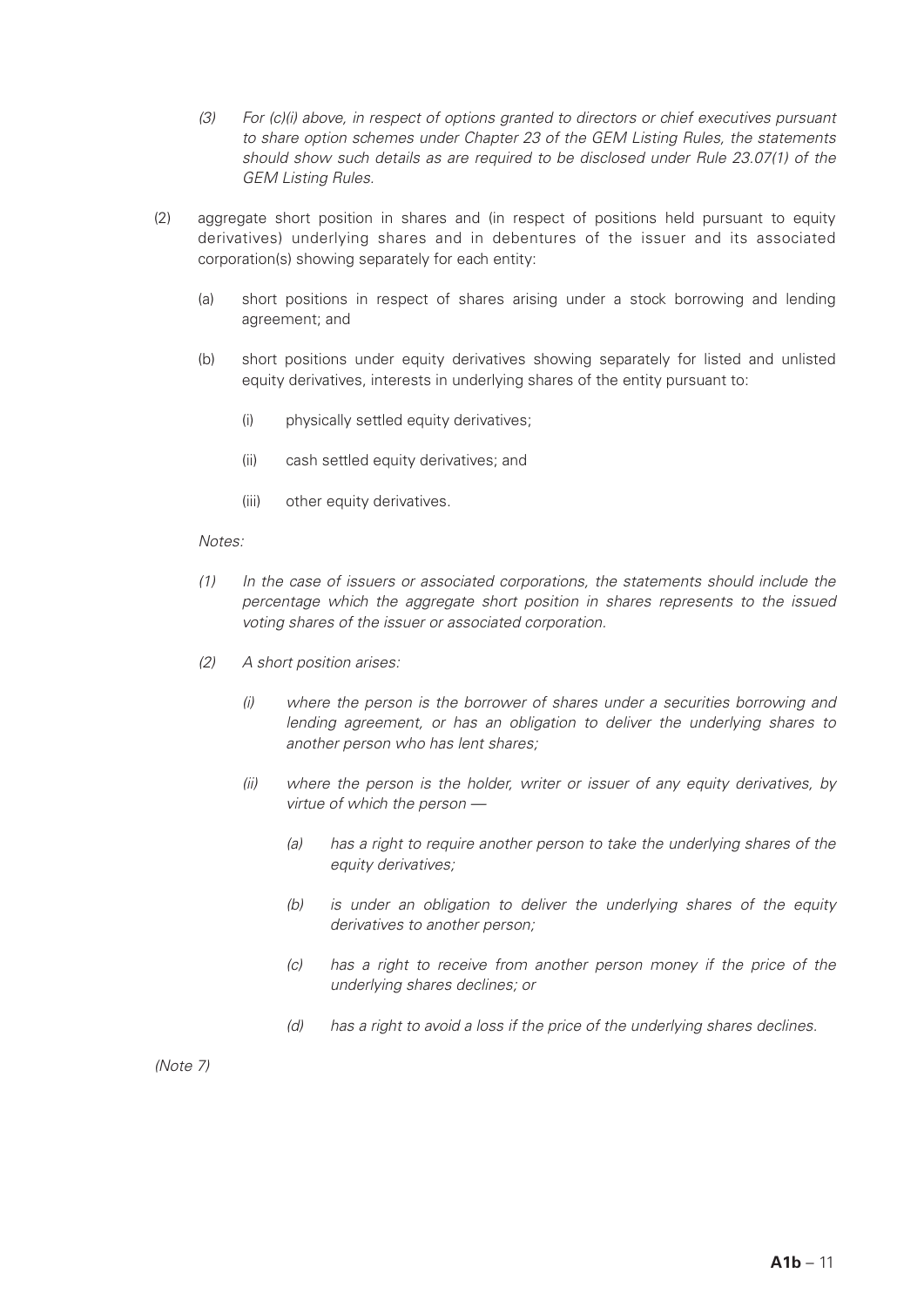*(3) For (c)(i) above, in respect of options granted to directors or chief executives pursuant to share option schemes under Chapter 23 of the GEM Listing Rules, the statements should show such details as are required to be disclosed under Rule 23.07(1) of the GEM Listing Rules.*

(2) aggregate short position in shares and (in respect of positions held pursuant to equity derivatives) underlying shares and in debentures of the issuer and its associated corporation(s) showing separately for each entity:

(a) short positions in respect of shares arising under a stock borrowing and lending agreement; and

(b) short positions under equity derivatives showing separately for listed and unlisted equity derivatives, interests in underlying shares of the entity pursuant to:

(i) physically settled equity derivatives;

(ii) cash settled equity derivatives; and

(iii) other equity derivatives.

*Notes:*

*(1) In the case of issuers or associated corporations, the statements should include the percentage which the aggregate short position in shares represents to the issued voting shares of the issuer or associated corporation.*

*(2) A short position arises:*

*(i) where the person is the borrower of shares under a securities borrowing and lending agreement, or has an obligation to deliver the underlying shares to another person who has lent shares;*

*(ii) where the person is the holder, writer or issuer of any equity derivatives, by virtue of which the person —*

*(a) has a right to require another person to take the underlying shares of the equity derivatives;*

*(b) is under an obligation to deliver the underlying shares of the equity derivatives to another person;*

*(c) has a right to receive from another person money if the price of the underlying shares declines; or*

*(d) has a right to avoid a loss if the price of the underlying shares declines.*

*(Note 7)*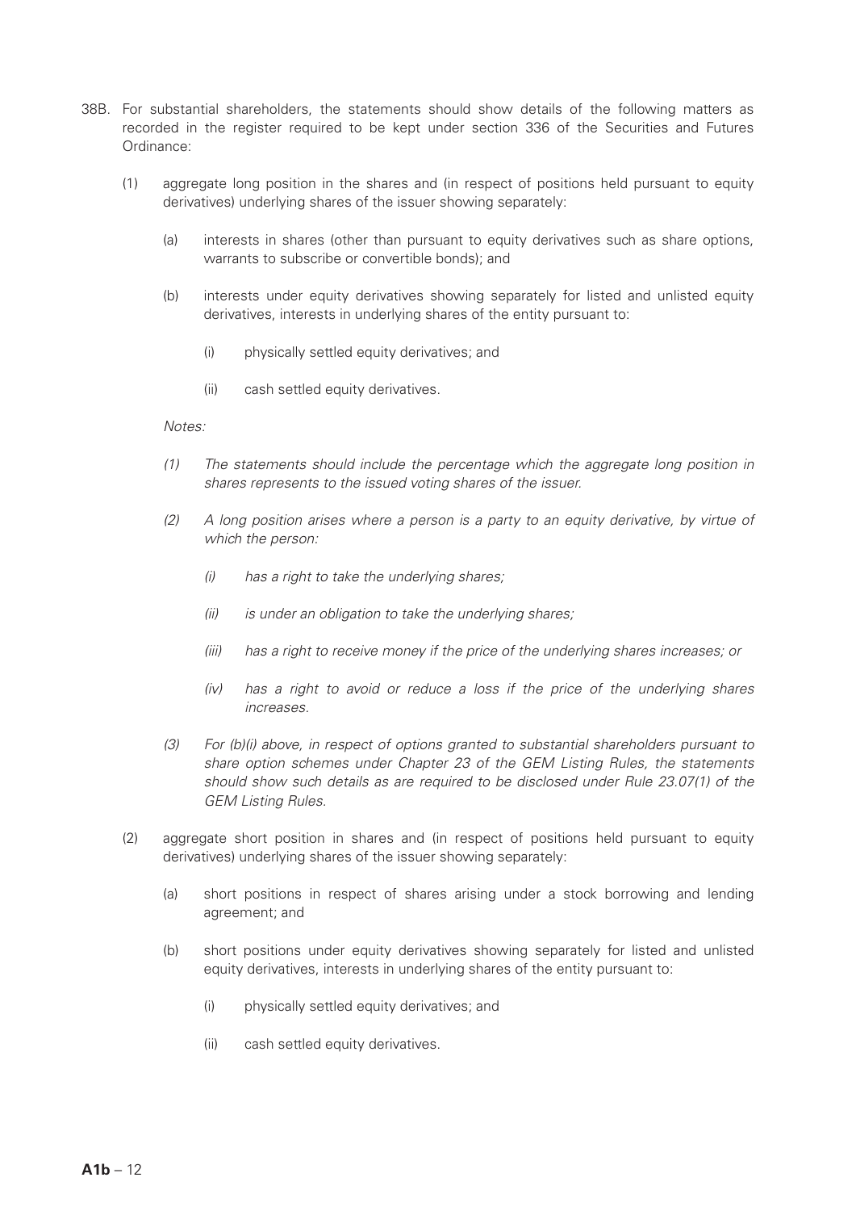38B. For substantial shareholders, the statements should show details of the following matters as recorded in the register required to be kept under section 336 of the Securities and Futures Ordinance:

(1) aggregate long position in the shares and (in respect of positions held pursuant to equity derivatives) underlying shares of the issuer showing separately:

  (a) interests in shares (other than pursuant to equity derivatives such as share options, warrants to subscribe or convertible bonds); and

  (b) interests under equity derivatives showing separately for listed and unlisted equity derivatives, interests in underlying shares of the entity pursuant to:

    (i) physically settled equity derivatives; and

    (ii) cash settled equity derivatives.

  *Notes:*

  *(1) The statements should include the percentage which the aggregate long position in shares represents to the issued voting shares of the issuer.*

  *(2) A long position arises where a person is a party to an equity derivative, by virtue of which the person:*

    *(i) has a right to take the underlying shares;*

    *(ii) is under an obligation to take the underlying shares;*

    *(iii) has a right to receive money if the price of the underlying shares increases; or*

    *(iv) has a right to avoid or reduce a loss if the price of the underlying shares increases.*

  *(3) For (b)(i) above, in respect of options granted to substantial shareholders pursuant to share option schemes under Chapter 23 of the GEM Listing Rules, the statements should show such details as are required to be disclosed under Rule 23.07(1) of the GEM Listing Rules.*

(2) aggregate short position in shares and (in respect of positions held pursuant to equity derivatives) underlying shares of the issuer showing separately:

  (a) short positions in respect of shares arising under a stock borrowing and lending agreement; and

  (b) short positions under equity derivatives showing separately for listed and unlisted equity derivatives, interests in underlying shares of the entity pursuant to:

    (i) physically settled equity derivatives; and

    (ii) cash settled equity derivatives.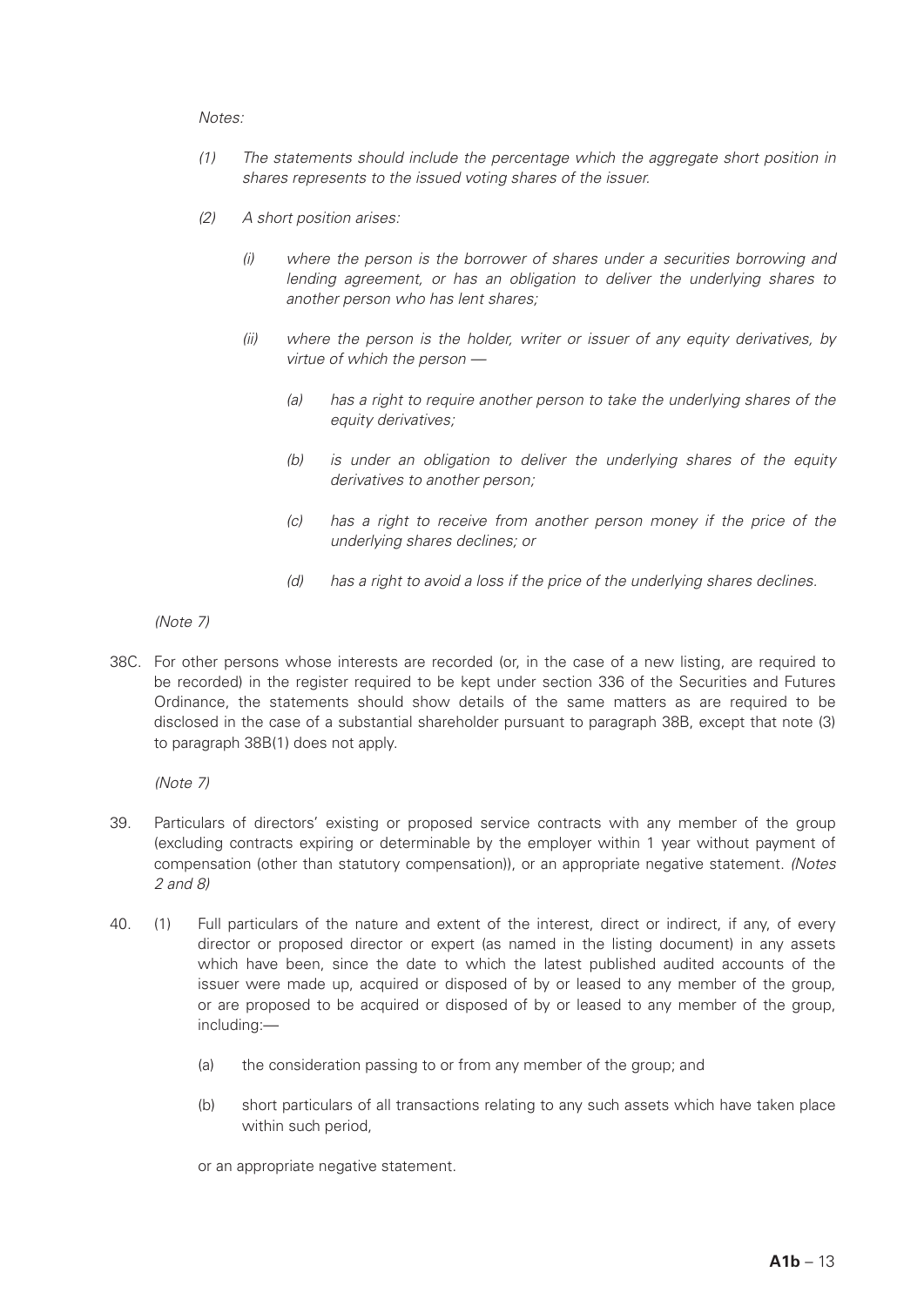*Notes:*

*(1) The statements should include the percentage which the aggregate short position in shares represents to the issued voting shares of the issuer.*

*(2) A short position arises:*

*(i) where the person is the borrower of shares under a securities borrowing and lending agreement, or has an obligation to deliver the underlying shares to another person who has lent shares;*

*(ii) where the person is the holder, writer or issuer of any equity derivatives, by virtue of which the person —*

*(a) has a right to require another person to take the underlying shares of the equity derivatives;*

*(b) is under an obligation to deliver the underlying shares of the equity derivatives to another person;*

*(c) has a right to receive from another person money if the price of the underlying shares declines; or*

*(d) has a right to avoid a loss if the price of the underlying shares declines.*

*(Note 7)*

38C. For other persons whose interests are recorded (or, in the case of a new listing, are required to be recorded) in the register required to be kept under section 336 of the Securities and Futures Ordinance, the statements should show details of the same matters as are required to be disclosed in the case of a substantial shareholder pursuant to paragraph 38B, except that note (3) to paragraph 38B(1) does not apply.

*(Note 7)*

39. Particulars of directors' existing or proposed service contracts with any member of the group (excluding contracts expiring or determinable by the employer within 1 year without payment of compensation (other than statutory compensation)), or an appropriate negative statement. *(Notes 2 and 8)*

40. (1) Full particulars of the nature and extent of the interest, direct or indirect, if any, of every director or proposed director or expert (as named in the listing document) in any assets which have been, since the date to which the latest published audited accounts of the issuer were made up, acquired or disposed of by or leased to any member of the group, or are proposed to be acquired or disposed of by or leased to any member of the group, including:—

(a) the consideration passing to or from any member of the group; and

(b) short particulars of all transactions relating to any such assets which have taken place within such period,

or an appropriate negative statement.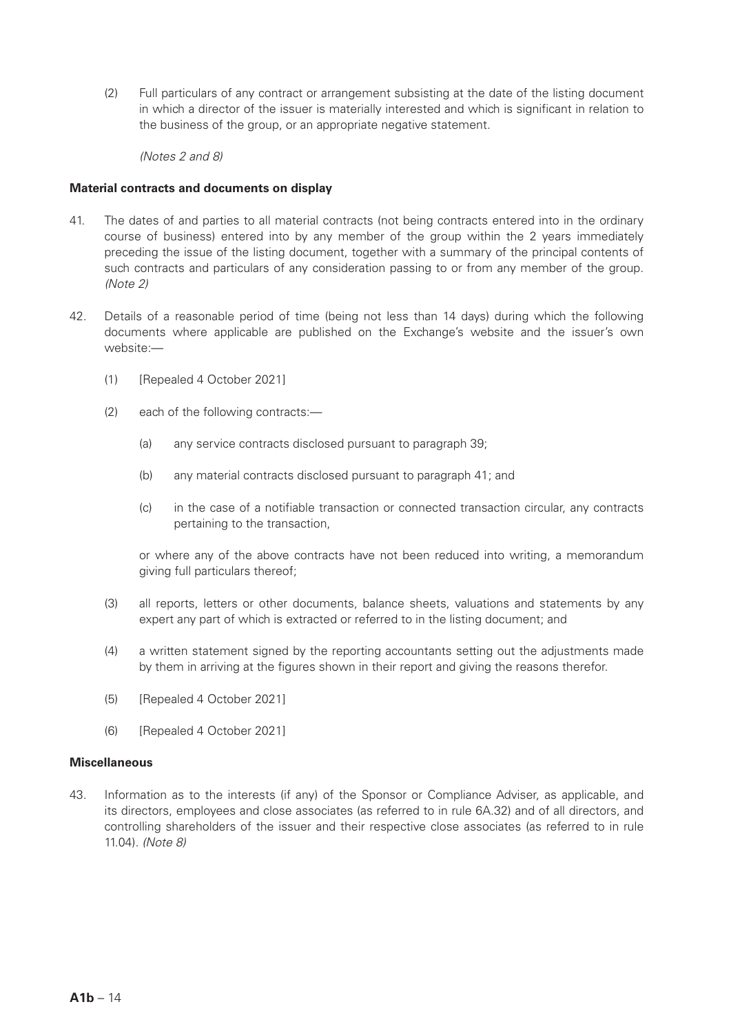(2) Full particulars of any contract or arrangement subsisting at the date of the listing document in which a director of the issuer is materially interested and which is significant in relation to the business of the group, or an appropriate negative statement.

*(Notes 2 and 8)*

**Material contracts and documents on display**

41. The dates of and parties to all material contracts (not being contracts entered into in the ordinary course of business) entered into by any member of the group within the 2 years immediately preceding the issue of the listing document, together with a summary of the principal contents of such contracts and particulars of any consideration passing to or from any member of the group. *(Note 2)*

42. Details of a reasonable period of time (being not less than 14 days) during which the following documents where applicable are published on the Exchange's website and the issuer's own website:—

    (1) [Repealed 4 October 2021]

    (2) each of the following contracts:—

        (a) any service contracts disclosed pursuant to paragraph 39;

        (b) any material contracts disclosed pursuant to paragraph 41; and

        (c) in the case of a notifiable transaction or connected transaction circular, any contracts pertaining to the transaction,

    or where any of the above contracts have not been reduced into writing, a memorandum giving full particulars thereof;

    (3) all reports, letters or other documents, balance sheets, valuations and statements by any expert any part of which is extracted or referred to in the listing document; and

    (4) a written statement signed by the reporting accountants setting out the adjustments made by them in arriving at the figures shown in their report and giving the reasons therefor.

    (5) [Repealed 4 October 2021]

    (6) [Repealed 4 October 2021]

**Miscellaneous**

43. Information as to the interests (if any) of the Sponsor or Compliance Adviser, as applicable, and its directors, employees and close associates (as referred to in rule 6A.32) and of all directors, and controlling shareholders of the issuer and their respective close associates (as referred to in rule 11.04). *(Note 8)*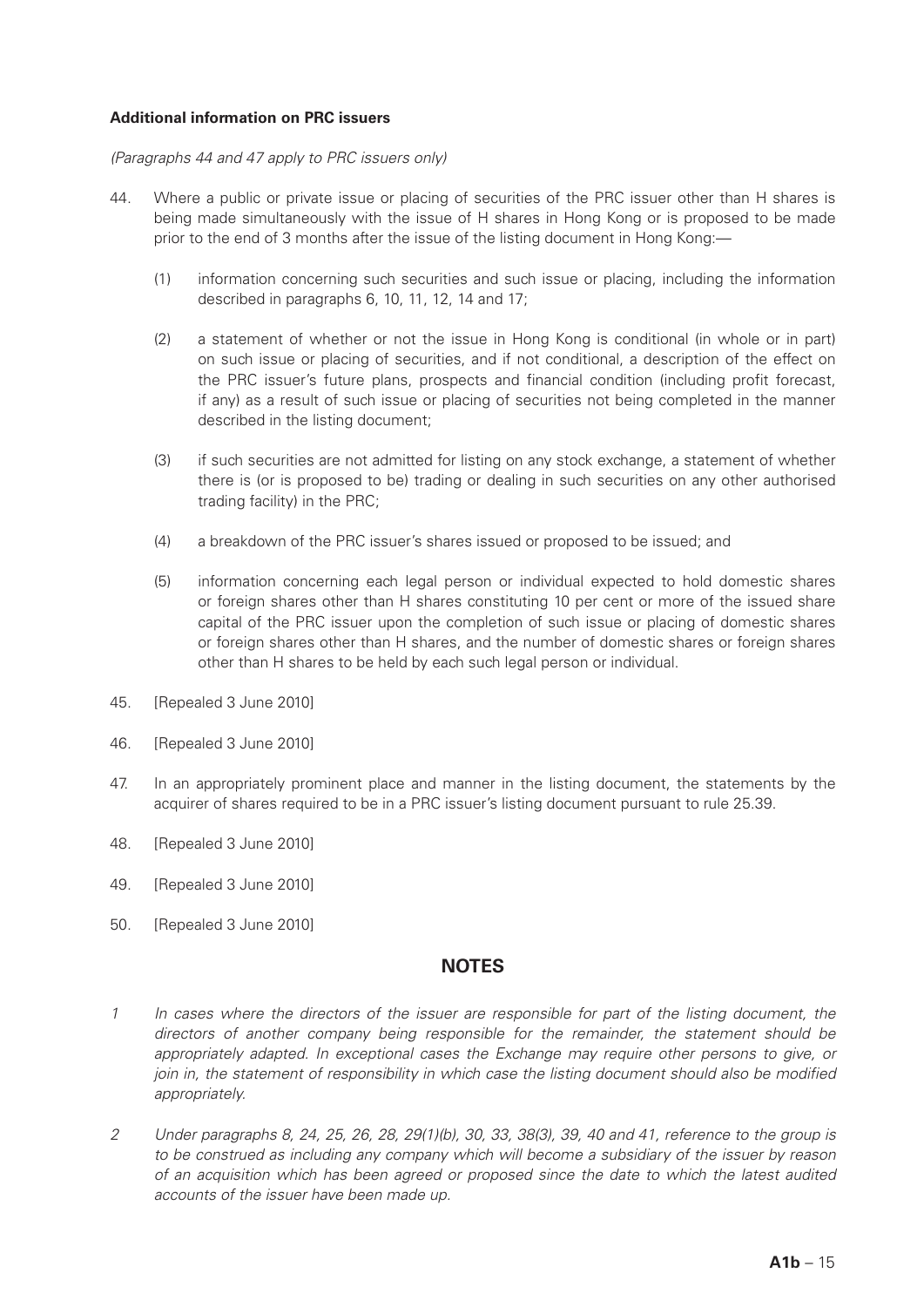**Additional information on PRC issuers**

*(Paragraphs 44 and 47 apply to PRC issuers only)*

44. Where a public or private issue or placing of securities of the PRC issuer other than H shares is being made simultaneously with the issue of H shares in Hong Kong or is proposed to be made prior to the end of 3 months after the issue of the listing document in Hong Kong:—

    (1) information concerning such securities and such issue or placing, including the information described in paragraphs 6, 10, 11, 12, 14 and 17;

    (2) a statement of whether or not the issue in Hong Kong is conditional (in whole or in part) on such issue or placing of securities, and if not conditional, a description of the effect on the PRC issuer's future plans, prospects and financial condition (including profit forecast, if any) as a result of such issue or placing of securities not being completed in the manner described in the listing document;

    (3) if such securities are not admitted for listing on any stock exchange, a statement of whether there is (or is proposed to be) trading or dealing in such securities on any other authorised trading facility) in the PRC;

    (4) a breakdown of the PRC issuer's shares issued or proposed to be issued; and

    (5) information concerning each legal person or individual expected to hold domestic shares or foreign shares other than H shares constituting 10 per cent or more of the issued share capital of the PRC issuer upon the completion of such issue or placing of domestic shares or foreign shares other than H shares, and the number of domestic shares or foreign shares other than H shares to be held by each such legal person or individual.

45. [Repealed 3 June 2010]

46. [Repealed 3 June 2010]

47. In an appropriately prominent place and manner in the listing document, the statements by the acquirer of shares required to be in a PRC issuer's listing document pursuant to rule 25.39.

48. [Repealed 3 June 2010]

49. [Repealed 3 June 2010]

50. [Repealed 3 June 2010]

## NOTES

1 *In cases where the directors of the issuer are responsible for part of the listing document, the directors of another company being responsible for the remainder, the statement should be appropriately adapted. In exceptional cases the Exchange may require other persons to give, or join in, the statement of responsibility in which case the listing document should also be modified appropriately.*

2 *Under paragraphs 8, 24, 25, 26, 28, 29(1)(b), 30, 33, 38(3), 39, 40 and 41, reference to the group is to be construed as including any company which will become a subsidiary of the issuer by reason of an acquisition which has been agreed or proposed since the date to which the latest audited accounts of the issuer have been made up.*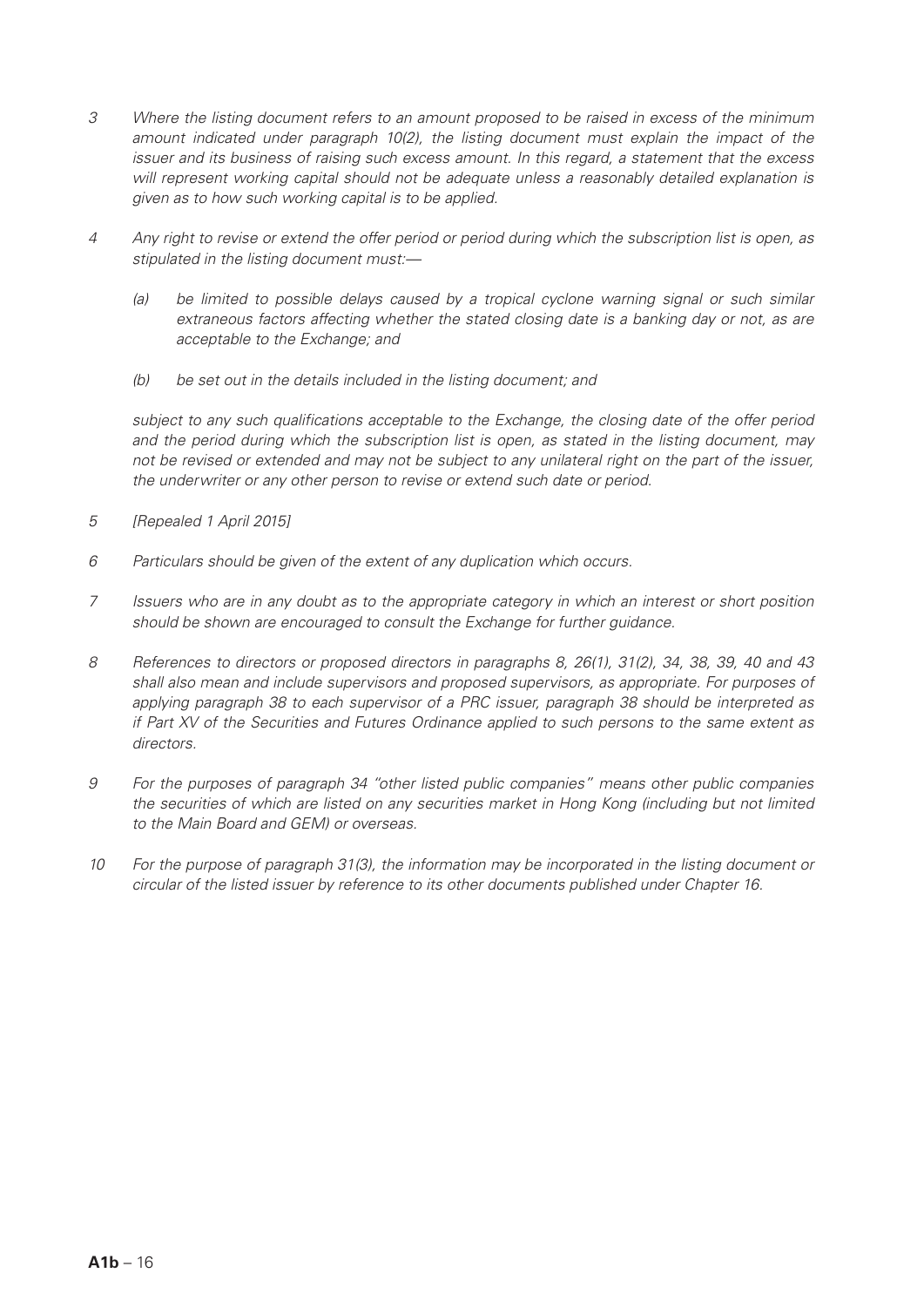3 *Where the listing document refers to an amount proposed to be raised in excess of the minimum amount indicated under paragraph 10(2), the listing document must explain the impact of the issuer and its business of raising such excess amount. In this regard, a statement that the excess will represent working capital should not be adequate unless a reasonably detailed explanation is given as to how such working capital is to be applied.*

4 *Any right to revise or extend the offer period or period during which the subscription list is open, as stipulated in the listing document must:—*

*(a) be limited to possible delays caused by a tropical cyclone warning signal or such similar extraneous factors affecting whether the stated closing date is a banking day or not, as are acceptable to the Exchange; and*

*(b) be set out in the details included in the listing document; and*

*subject to any such qualifications acceptable to the Exchange, the closing date of the offer period and the period during which the subscription list is open, as stated in the listing document, may not be revised or extended and may not be subject to any unilateral right on the part of the issuer, the underwriter or any other person to revise or extend such date or period.*

5 *[Repealed 1 April 2015]*

6 *Particulars should be given of the extent of any duplication which occurs.*

7 *Issuers who are in any doubt as to the appropriate category in which an interest or short position should be shown are encouraged to consult the Exchange for further guidance.*

8 *References to directors or proposed directors in paragraphs 8, 26(1), 31(2), 34, 38, 39, 40 and 43 shall also mean and include supervisors and proposed supervisors, as appropriate. For purposes of applying paragraph 38 to each supervisor of a PRC issuer, paragraph 38 should be interpreted as if Part XV of the Securities and Futures Ordinance applied to such persons to the same extent as directors.*

9 *For the purposes of paragraph 34 "other listed public companies" means other public companies the securities of which are listed on any securities market in Hong Kong (including but not limited to the Main Board and GEM) or overseas.*

10 *For the purpose of paragraph 31(3), the information may be incorporated in the listing document or circular of the listed issuer by reference to its other documents published under Chapter 16.*